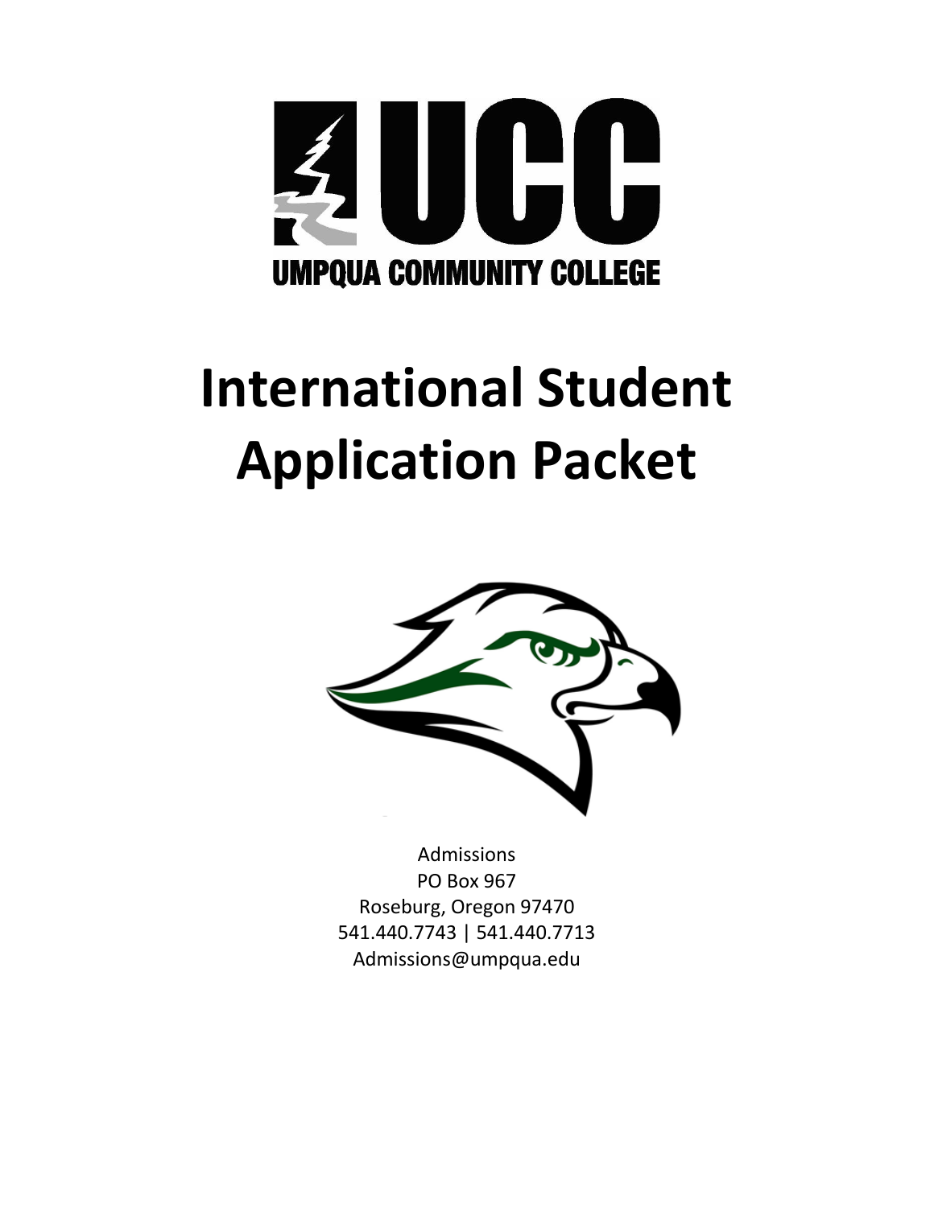UMPQUA COMMUNITY COLLEGE

# International Student Application Packet

Admissions
PO Box 967
Roseburg, Oregon 97470
541.440.7743 | 541.440.7713
Admissions@umpqua.edu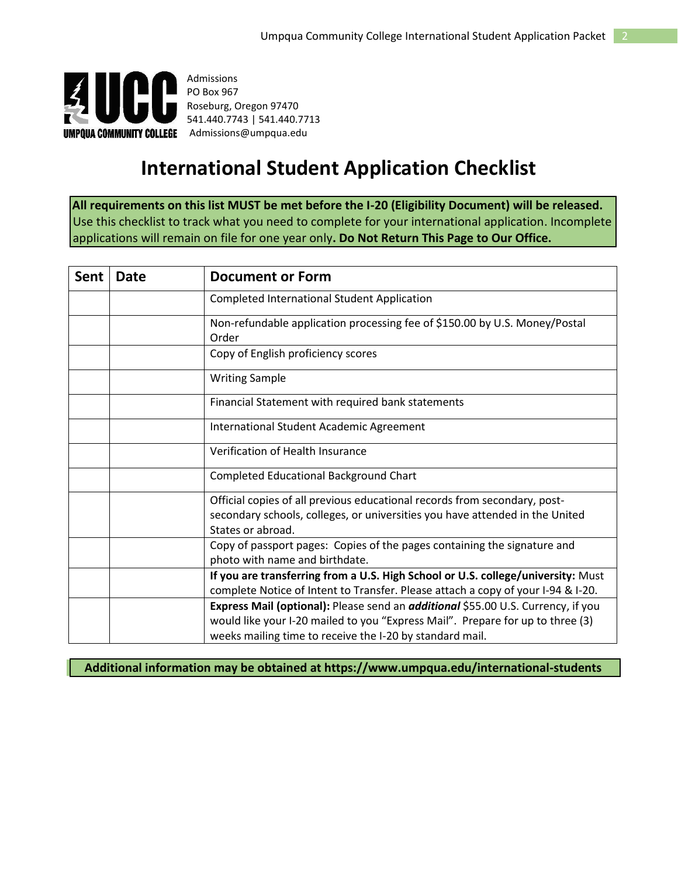Admissions
PO Box 967
Roseburg, Oregon 97470
541.440.7743 | 541.440.7713
Admissions@umpqua.edu

# International Student Application Checklist

**All requirements on this list MUST be met before the I-20 (Eligibility Document) will be released.** Use this checklist to track what you need to complete for your international application. Incomplete applications will remain on file for one year only**. Do Not Return This Page to Our Office.**

| Sent | Date | Document or Form |
|---|---|---|
| | | Completed International Student Application |
| | | Non-refundable application processing fee of $150.00 by U.S. Money/Postal Order |
| | | Copy of English proficiency scores |
| | | Writing Sample |
| | | Financial Statement with required bank statements |
| | | International Student Academic Agreement |
| | | Verification of Health Insurance |
| | | Completed Educational Background Chart |
| | | Official copies of all previous educational records from secondary, post-secondary schools, colleges, or universities you have attended in the United States or abroad. |
| | | Copy of passport pages: Copies of the pages containing the signature and photo with name and birthdate. |
| | | **If you are transferring from a U.S. High School or U.S. college/university:** Must complete Notice of Intent to Transfer. Please attach a copy of your I-94 & I-20. |
| | | **Express Mail (optional):** Please send an ***additional*** $55.00 U.S. Currency, if you would like your I-20 mailed to you "Express Mail". Prepare for up to three (3) weeks mailing time to receive the I-20 by standard mail. |

**Additional information may be obtained at https://www.umpqua.edu/international-students**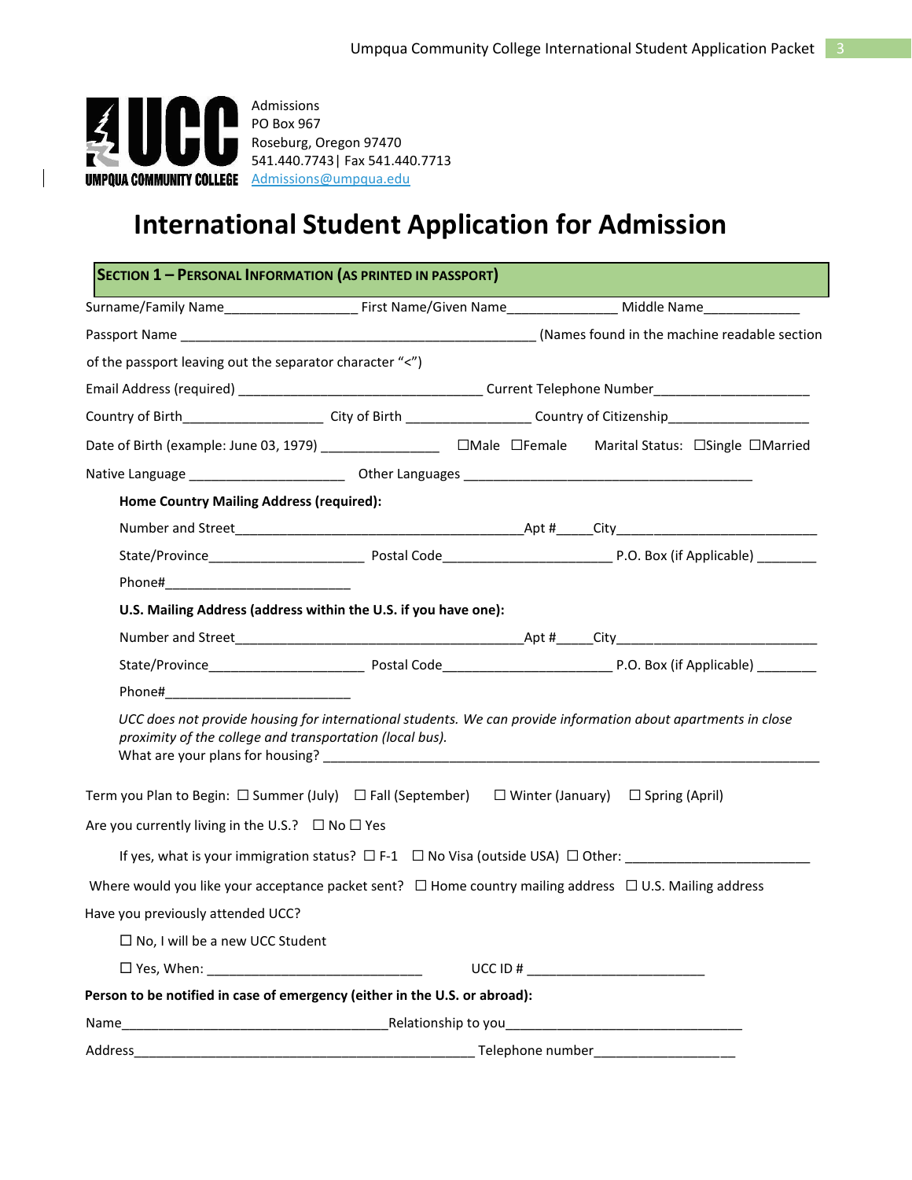UMPQUA COMMUNITY COLLEGE

Admissions
PO Box 967
Roseburg, Oregon 97470
541.440.7743| Fax 541.440.7713
Admissions@umpqua.edu

# International Student Application for Admission

## SECTION 1 – PERSONAL INFORMATION (AS PRINTED IN PASSPORT)

Surname/Family Name_________________ First Name/Given Name_______________ Middle Name_____________

Passport Name _______________________________________________ (Names found in the machine readable section of the passport leaving out the separator character "<")

Email Address (required) ________________________________ Current Telephone Number_____________________

Country of Birth___________________ City of Birth ________________ Country of Citizenship___________________

Date of Birth (example: June 03, 1979) _______________ ☐Male ☐Female Marital Status: ☐Single ☐Married

Native Language _____________________ Other Languages ______________________________________

**Home Country Mailing Address (required):**

Number and Street_____________________________________Apt #_____City___________________________

State/Province____________________ Postal Code______________________ P.O. Box (if Applicable) ________

Phone#________________________

**U.S. Mailing Address (address within the U.S. if you have one):**

Number and Street_____________________________________Apt #_____City___________________________

State/Province____________________ Postal Code______________________ P.O. Box (if Applicable) ________

Phone#________________________

*UCC does not provide housing for international students. We can provide information about apartments in close proximity of the college and transportation (local bus).*
What are your plans for housing? ____________________________________________________________________

Term you Plan to Begin: ☐ Summer (July) ☐ Fall (September) ☐ Winter (January) ☐ Spring (April)

Are you currently living in the U.S.? ☐ No ☐ Yes

If yes, what is your immigration status? ☐ F-1 ☐ No Visa (outside USA) ☐ Other: ________________________

Where would you like your acceptance packet sent? ☐ Home country mailing address ☐ U.S. Mailing address

Have you previously attended UCC?

☐ No, I will be a new UCC Student

☐ Yes, When: ____________________________ UCC ID # ________________________

**Person to be notified in case of emergency (either in the U.S. or abroad):**

Name___________________________________Relationship to you________________________________

Address_____________________________________________ Telephone number___________________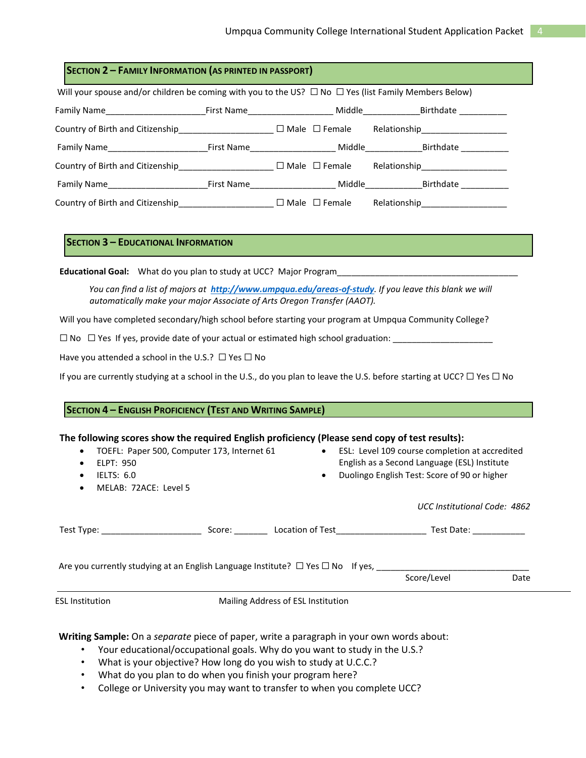## SECTION 2 – FAMILY INFORMATION (AS PRINTED IN PASSPORT)

Will your spouse and/or children be coming with you to the US? ☐ No ☐ Yes (list Family Members Below)

Family Name____________________First Name_________________ Middle___________Birthdate __________

Country of Birth and Citizenship___________________ ☐ Male ☐ Female Relationship_________________

Family Name____________________First Name_________________ Middle___________Birthdate __________

Country of Birth and Citizenship___________________ ☐ Male ☐ Female Relationship_________________

Family Name____________________First Name_________________ Middle___________Birthdate __________

Country of Birth and Citizenship___________________ ☐ Male ☐ Female Relationship_________________

## SECTION 3 – EDUCATIONAL INFORMATION

**Educational Goal:** What do you plan to study at UCC? Major Program______________________________________

*You can find a list of majors at* ***http://www.umpqua.edu/areas-of-study****. If you leave this blank we will automatically make your major Associate of Arts Oregon Transfer (AAOT).*

Will you have completed secondary/high school before starting your program at Umpqua Community College?

☐ No ☐ Yes If yes, provide date of your actual or estimated high school graduation: ____________________

Have you attended a school in the U.S.? ☐ Yes ☐ No

If you are currently studying at a school in the U.S., do you plan to leave the U.S. before starting at UCC? ☐ Yes ☐ No

## SECTION 4 – ENGLISH PROFICIENCY (TEST AND WRITING SAMPLE)

**The following scores show the required English proficiency (Please send copy of test results):**

- TOEFL: Paper 500, Computer 173, Internet 61
- ELPT: 950
- IELTS: 6.0
- MELAB: 72ACE: Level 5
- ESL: Level 109 course completion at accredited English as a Second Language (ESL) Institute
- Duolingo English Test: Score of 90 or higher

*UCC Institutional Code: 4862*

Test Type: ____________________ Score: _______ Location of Test__________________ Test Date: ___________

Are you currently studying at an English Language Institute? ☐ Yes ☐ No If yes, _______________________________

Score/Level Date

ESL Institution Mailing Address of ESL Institution

**Writing Sample:** On a *separate* piece of paper, write a paragraph in your own words about:

- Your educational/occupational goals. Why do you want to study in the U.S.?
- What is your objective? How long do you wish to study at U.C.C.?
- What do you plan to do when you finish your program here?
- College or University you may want to transfer to when you complete UCC?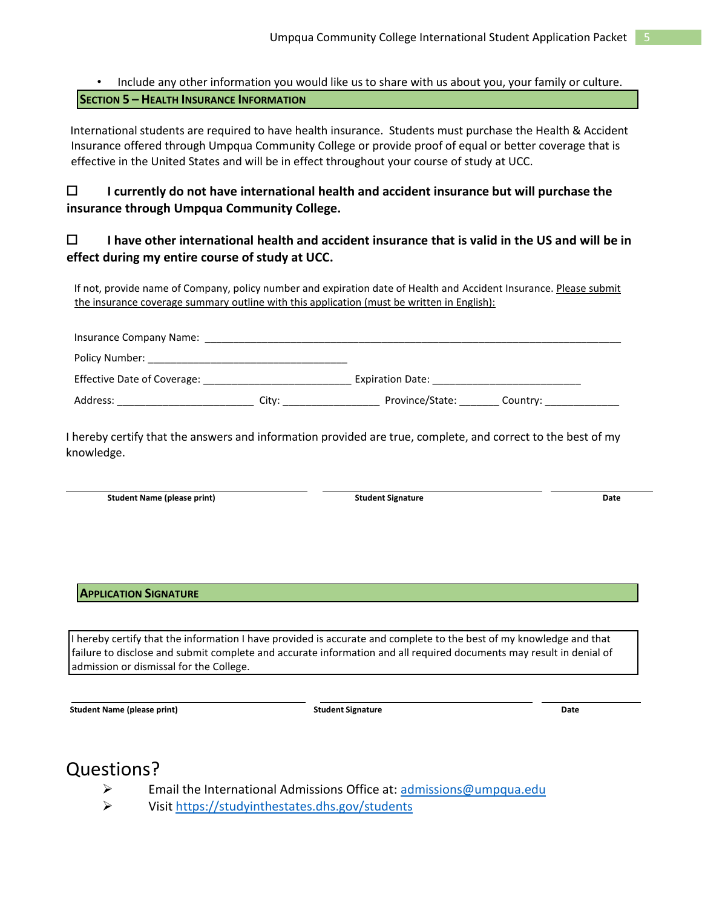- Include any other information you would like us to share with us about you, your family or culture.

## Section 5 – Health Insurance Information

International students are required to have health insurance. Students must purchase the Health & Accident Insurance offered through Umpqua Community College or provide proof of equal or better coverage that is effective in the United States and will be in effect throughout your course of study at UCC.

☐ **I currently do not have international health and accident insurance but will purchase the insurance through Umpqua Community College.**

☐ **I have other international health and accident insurance that is valid in the US and will be in effect during my entire course of study at UCC.**

If not, provide name of Company, policy number and expiration date of Health and Accident Insurance. <u>Please submit the insurance coverage summary outline with this application (must be written in English):</u>

Insurance Company Name: ______________________________________________________________________

Policy Number: ___________________________________

Effective Date of Coverage: _________________________ Expiration Date: __________________________

Address: _______________________ City: ________________ Province/State: _______ Country: _____________

I hereby certify that the answers and information provided are true, complete, and correct to the best of my knowledge.

| ______________________________ | ______________________________ | ______________ |
|---|---|---|
| **Student Name (please print)** | **Student Signature** | **Date** |

## Application Signature

I hereby certify that the information I have provided is accurate and complete to the best of my knowledge and that failure to disclose and submit complete and accurate information and all required documents may result in denial of admission or dismissal for the College.

| ______________________________ | ______________________________ | ______________ |
|---|---|---|
| **Student Name (please print)** | **Student Signature** | **Date** |

# Questions?

- Email the International Admissions Office at: admissions@umpqua.edu
- Visit https://studyinthestates.dhs.gov/students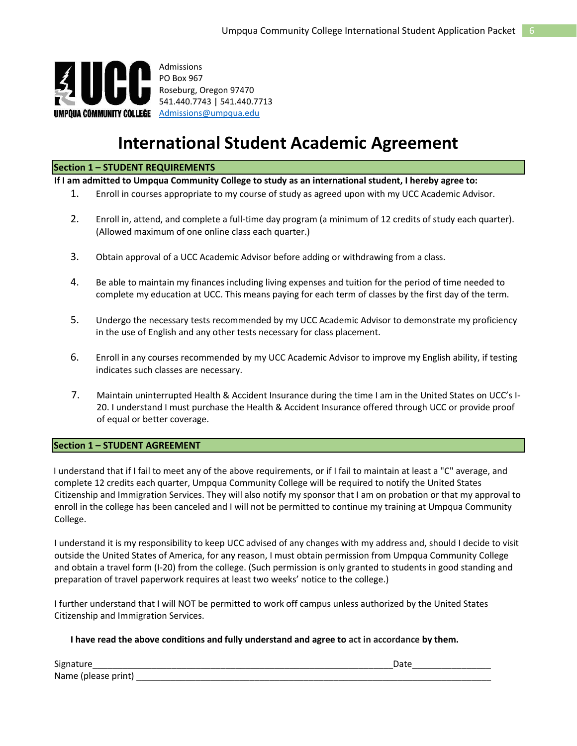Admissions
PO Box 967
Roseburg, Oregon 97470
541.440.7743 | 541.440.7713
Admissions@umpqua.edu

# International Student Academic Agreement

## Section 1 – STUDENT REQUIREMENTS

**If I am admitted to Umpqua Community College to study as an international student, I hereby agree to:**

1. Enroll in courses appropriate to my course of study as agreed upon with my UCC Academic Advisor.
2. Enroll in, attend, and complete a full-time day program (a minimum of 12 credits of study each quarter). (Allowed maximum of one online class each quarter.)
3. Obtain approval of a UCC Academic Advisor before adding or withdrawing from a class.
4. Be able to maintain my finances including living expenses and tuition for the period of time needed to complete my education at UCC. This means paying for each term of classes by the first day of the term.
5. Undergo the necessary tests recommended by my UCC Academic Advisor to demonstrate my proficiency in the use of English and any other tests necessary for class placement.
6. Enroll in any courses recommended by my UCC Academic Advisor to improve my English ability, if testing indicates such classes are necessary.
7. Maintain uninterrupted Health & Accident Insurance during the time I am in the United States on UCC's I-20. I understand I must purchase the Health & Accident Insurance offered through UCC or provide proof of equal or better coverage.

## Section 1 – STUDENT AGREEMENT

I understand that if I fail to meet any of the above requirements, or if I fail to maintain at least a "C" average, and complete 12 credits each quarter, Umpqua Community College will be required to notify the United States Citizenship and Immigration Services. They will also notify my sponsor that I am on probation or that my approval to enroll in the college has been canceled and I will not be permitted to continue my training at Umpqua Community College.

I understand it is my responsibility to keep UCC advised of any changes with my address and, should I decide to visit outside the United States of America, for any reason, I must obtain permission from Umpqua Community College and obtain a travel form (I-20) from the college. (Such permission is only granted to students in good standing and preparation of travel paperwork requires at least two weeks' notice to the college.)

I further understand that I will NOT be permitted to work off campus unless authorized by the United States Citizenship and Immigration Services.

**I have read the above conditions and fully understand and agree to act in accordance by them.**

Signature_______________________________________________________________Date________________

Name (please print) __________________________________________________________________________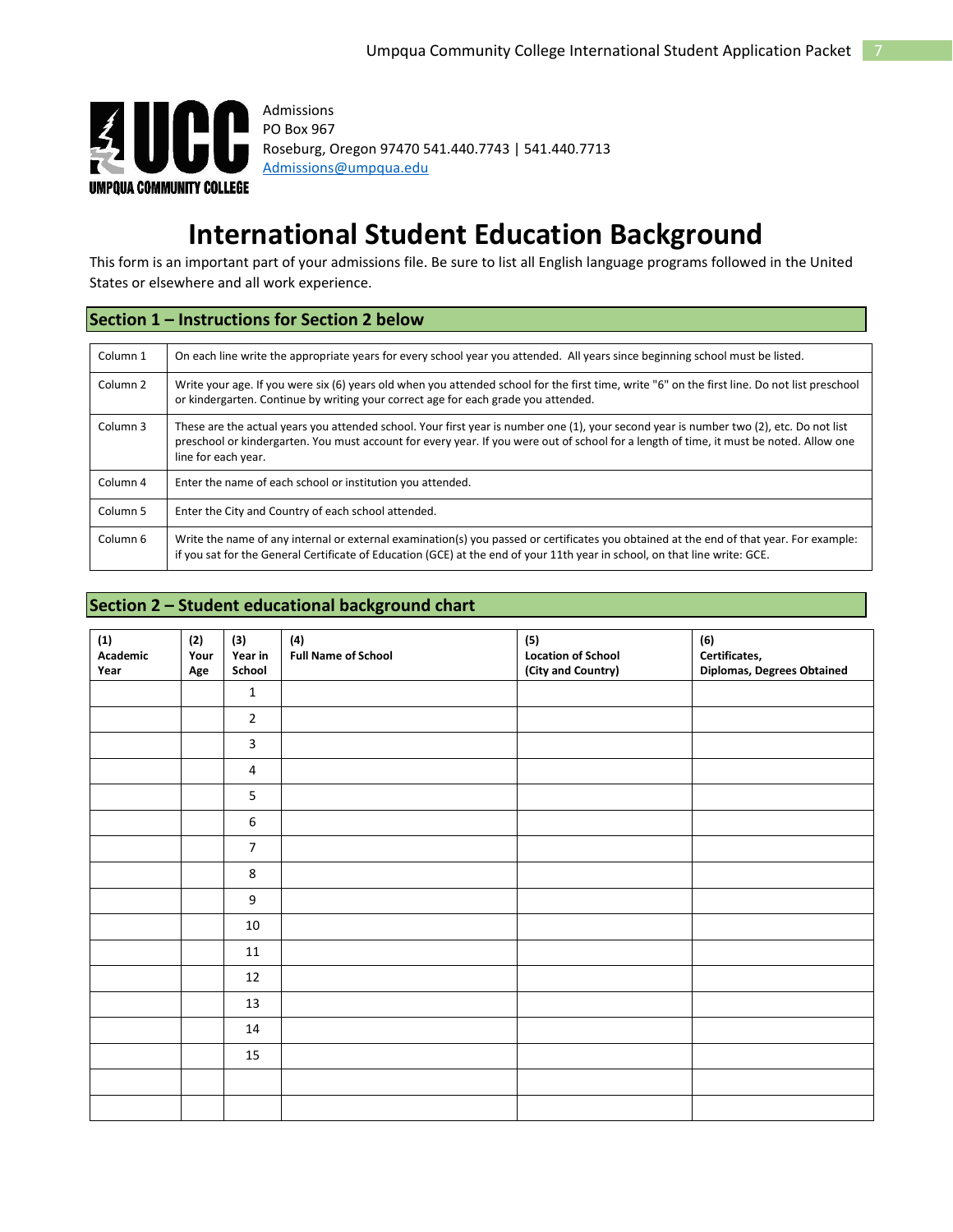Admissions
PO Box 967
Roseburg, Oregon 97470 541.440.7743 | 541.440.7713
Admissions@umpqua.edu

# International Student Education Background

This form is an important part of your admissions file. Be sure to list all English language programs followed in the United States or elsewhere and all work experience.

## Section 1 – Instructions for Section 2 below

| | |
|---|---|
| Column 1 | On each line write the appropriate years for every school year you attended. All years since beginning school must be listed. |
| Column 2 | Write your age. If you were six (6) years old when you attended school for the first time, write "6" on the first line. Do not list preschool or kindergarten. Continue by writing your correct age for each grade you attended. |
| Column 3 | These are the actual years you attended school. Your first year is number one (1), your second year is number two (2), etc. Do not list preschool or kindergarten. You must account for every year. If you were out of school for a length of time, it must be noted. Allow one line for each year. |
| Column 4 | Enter the name of each school or institution you attended. |
| Column 5 | Enter the City and Country of each school attended. |
| Column 6 | Write the name of any internal or external examination(s) you passed or certificates you obtained at the end of that year. For example: if you sat for the General Certificate of Education (GCE) at the end of your 11th year in school, on that line write: GCE. |

## Section 2 – Student educational background chart

| (1) Academic Year | (2) Your Age | (3) Year in School | (4) Full Name of School | (5) Location of School (City and Country) | (6) Certificates, Diplomas, Degrees Obtained |
|---|---|---|---|---|---|
| | | 1 | | | |
| | | 2 | | | |
| | | 3 | | | |
| | | 4 | | | |
| | | 5 | | | |
| | | 6 | | | |
| | | 7 | | | |
| | | 8 | | | |
| | | 9 | | | |
| | | 10 | | | |
| | | 11 | | | |
| | | 12 | | | |
| | | 13 | | | |
| | | 14 | | | |
| | | 15 | | | |
| | | | | | |
| | | | | | |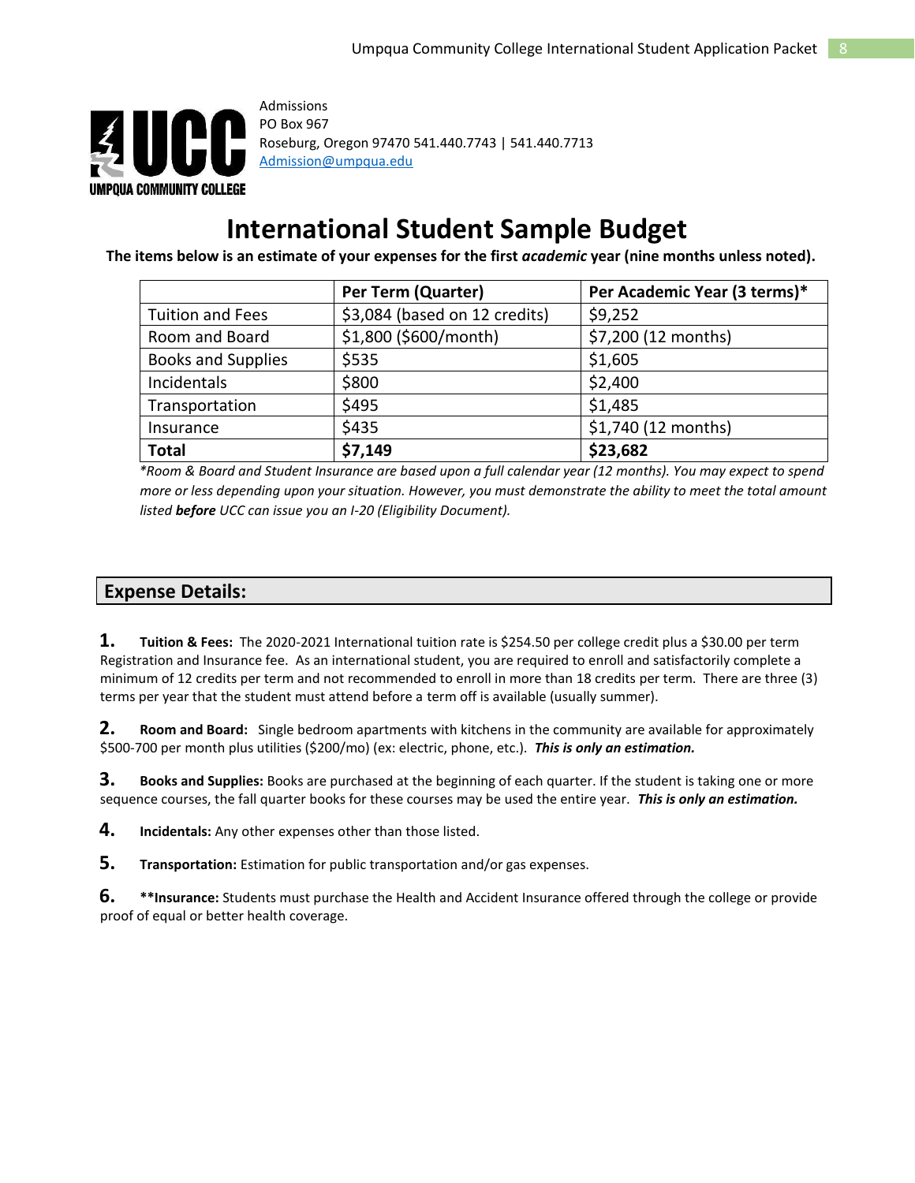Admissions
PO Box 967
Roseburg, Oregon 97470 541.440.7743 | 541.440.7713
Admission@umpqua.edu

# International Student Sample Budget

**The items below is an estimate of your expenses for the first *academic* year (nine months unless noted).**

| | Per Term (Quarter) | Per Academic Year (3 terms)* |
|---|---|---|
| Tuition and Fees | $3,084 (based on 12 credits) | $9,252 |
| Room and Board | $1,800 ($600/month) | $7,200 (12 months) |
| Books and Supplies | $535 | $1,605 |
| Incidentals | $800 | $2,400 |
| Transportation | $495 | $1,485 |
| Insurance | $435 | $1,740 (12 months) |
| **Total** | **$7,149** | **$23,682** |

*\*Room & Board and Student Insurance are based upon a full calendar year (12 months). You may expect to spend more or less depending upon your situation. However, you must demonstrate the ability to meet the total amount listed **before** UCC can issue you an I-20 (Eligibility Document).*

## Expense Details:

**1. Tuition & Fees:** The 2020-2021 International tuition rate is $254.50 per college credit plus a $30.00 per term Registration and Insurance fee. As an international student, you are required to enroll and satisfactorily complete a minimum of 12 credits per term and not recommended to enroll in more than 18 credits per term. There are three (3) terms per year that the student must attend before a term off is available (usually summer).

**2. Room and Board:** Single bedroom apartments with kitchens in the community are available for approximately $500-700 per month plus utilities ($200/mo) (ex: electric, phone, etc.). ***This is only an estimation.***

**3. Books and Supplies:** Books are purchased at the beginning of each quarter. If the student is taking one or more sequence courses, the fall quarter books for these courses may be used the entire year. ***This is only an estimation.***

**4. Incidentals:** Any other expenses other than those listed.

**5. Transportation:** Estimation for public transportation and/or gas expenses.

**6. \*\*Insurance:** Students must purchase the Health and Accident Insurance offered through the college or provide proof of equal or better health coverage.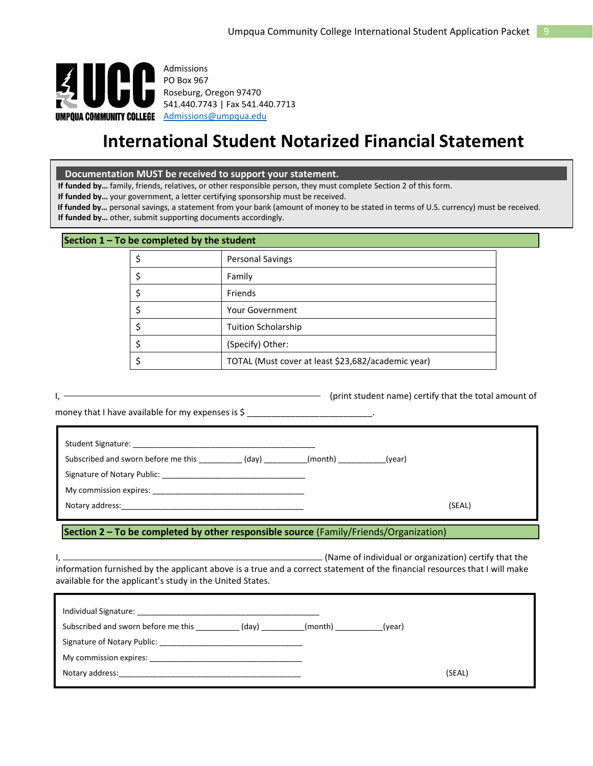Admissions
PO Box 967
Roseburg, Oregon 97470
541.440.7743 | Fax 541.440.7713
Admissions@umpqua.edu

# International Student Notarized Financial Statement

**Documentation MUST be received to support your statement.**

**If funded by…** family, friends, relatives, or other responsible person, they must complete Section 2 of this form.
**If funded by…** your government, a letter certifying sponsorship must be received.
**If funded by…** personal savings, a statement from your bank (amount of money to be stated in terms of U.S. currency) must be received.
**If funded by…** other, submit supporting documents accordingly.

## Section 1 – To be completed by the student

| $ | Personal Savings |
|---|---|
| $ | Family |
| $ | Friends |
| $ | Your Government |
| $ | Tuition Scholarship |
| $ | (Specify) Other: |
| $ | TOTAL (Must cover at least $23,682/academic year) |

I, ______________________________________________ (print student name) certify that the total amount of money that I have available for my expenses is $ _________________________.

Student Signature: ________________________________________

Subscribed and sworn before me this _________ (day) _________(month) __________(year)

Signature of Notary Public: ________________________________

My commission expires: ___________________________________

Notary address:__________________________________________ (SEAL)

## Section 2 – To be completed by other responsible source (Family/Friends/Organization)

I, ______________________________________________ (Name of individual or organization) certify that the information furnished by the applicant above is a true and a correct statement of the financial resources that I will make available for the applicant's study in the United States.

Individual Signature: ________________________________________

Subscribed and sworn before me this _________ (day) _________(month) __________(year)

Signature of Notary Public: ________________________________

My commission expires: ___________________________________

Notary address:__________________________________________ (SEAL)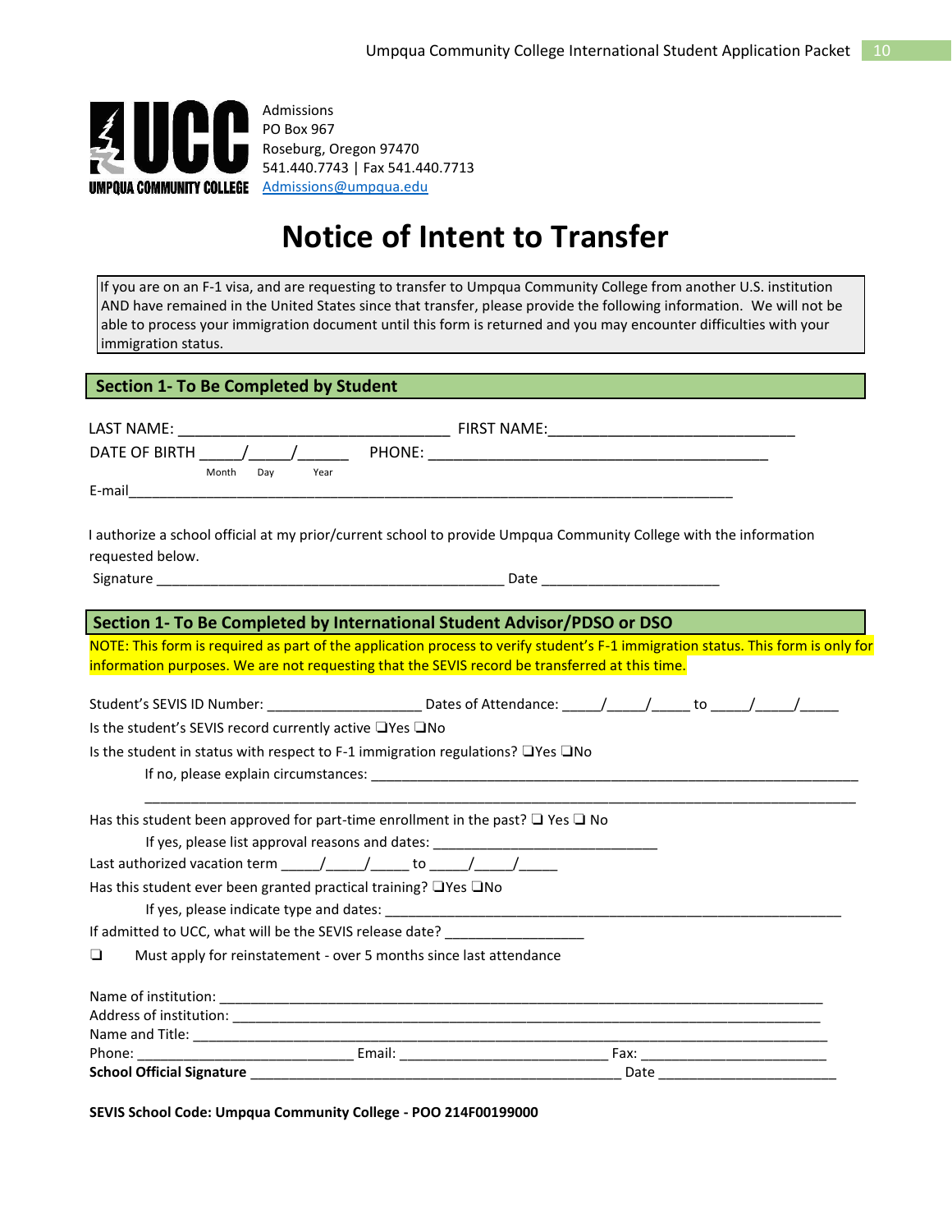Admissions
PO Box 967
Roseburg, Oregon 97470
541.440.7743 | Fax 541.440.7713
Admissions@umpqua.edu

# Notice of Intent to Transfer

If you are on an F-1 visa, and are requesting to transfer to Umpqua Community College from another U.S. institution AND have remained in the United States since that transfer, please provide the following information. We will not be able to process your immigration document until this form is returned and you may encounter difficulties with your immigration status.

## Section 1- To Be Completed by Student

LAST NAME: ________________________________ FIRST NAME:_____________________________

DATE OF BIRTH _____/_____/______ PHONE: __________________________________________
Month Day Year

E-mail________________________________________________________________________________

I authorize a school official at my prior/current school to provide Umpqua Community College with the information requested below.

Signature _____________________________________________ Date _______________________

## Section 1- To Be Completed by International Student Advisor/PDSO or DSO

NOTE: This form is required as part of the application process to verify student's F-1 immigration status. This form is only for information purposes. We are not requesting that the SEVIS record be transferred at this time.

Student's SEVIS ID Number: ____________________ Dates of Attendance: _____/_____/_____ to _____/_____/_____

Is the student's SEVIS record currently active ❑Yes ❑No

Is the student in status with respect to F-1 immigration regulations? ❑Yes ❑No

If no, please explain circumstances: _________________________________________________________________

_____________________________________________________________________________________________

Has this student been approved for part-time enrollment in the past? ❑ Yes ❑ No

If yes, please list approval reasons and dates: _____________________________

Last authorized vacation term _____/_____/_____ to _____/_____/_____

Has this student ever been granted practical training? ❑Yes ❑No

If yes, please indicate type and dates: _______________________________________________________________

If admitted to UCC, what will be the SEVIS release date? _________________

❑ Must apply for reinstatement - over 5 months since last attendance

Name of institution: ____________________________________________________________________________

Address of institution: __________________________________________________________________________

Name and Title: ________________________________________________________________________________

Phone: ____________________________ Email: ___________________________ Fax: ________________________

**School Official Signature** _________________________________________________ Date _______________________

**SEVIS School Code: Umpqua Community College - POO 214F00199000**